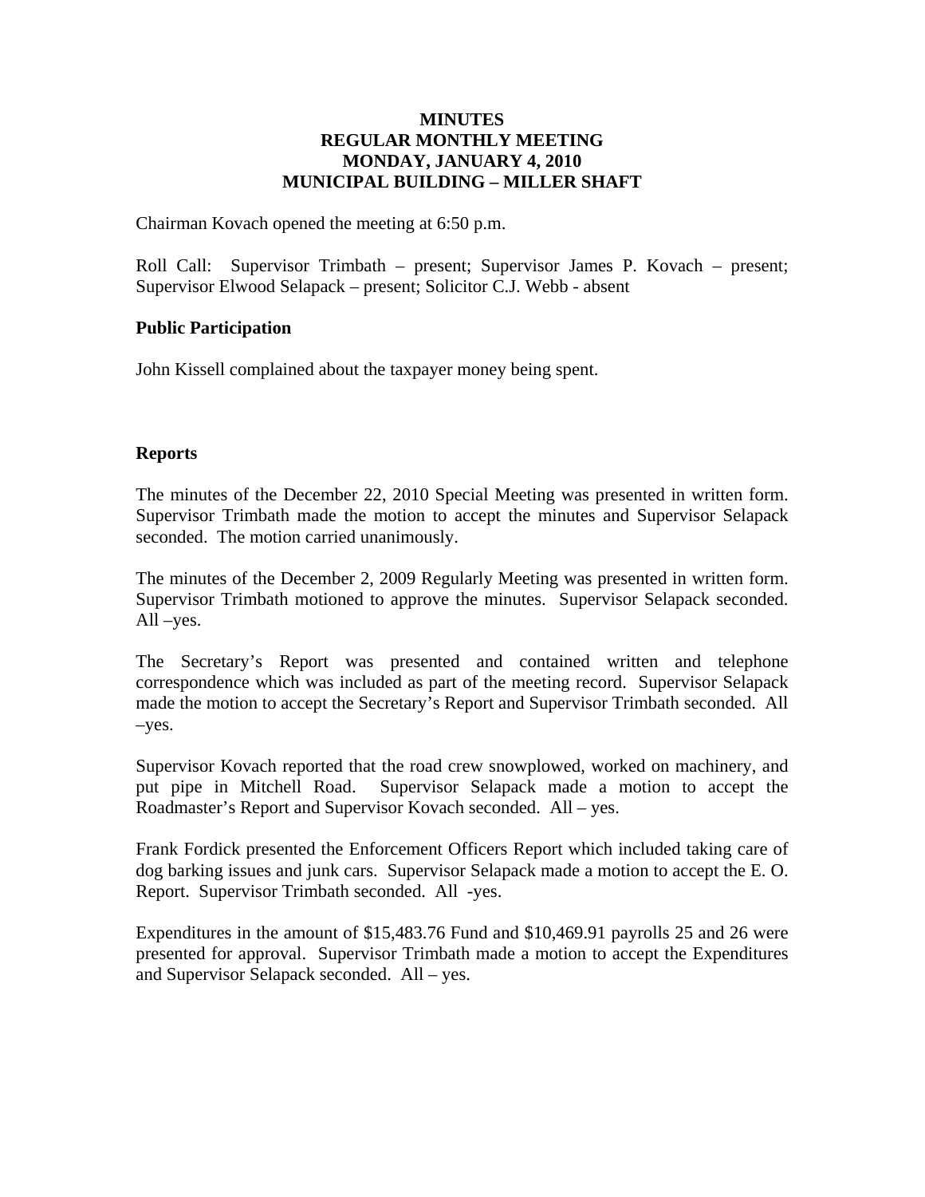**MINUTES**
**REGULAR MONTHLY MEETING**
**MONDAY, JANUARY 4, 2010**
**MUNICIPAL BUILDING – MILLER SHAFT**

Chairman Kovach opened the meeting at 6:50 p.m.

Roll Call: Supervisor Trimbath – present; Supervisor James P. Kovach – present; Supervisor Elwood Selapack – present; Solicitor C.J. Webb - absent

**Public Participation**

John Kissell complained about the taxpayer money being spent.

**Reports**

The minutes of the December 22, 2010 Special Meeting was presented in written form. Supervisor Trimbath made the motion to accept the minutes and Supervisor Selapack seconded. The motion carried unanimously.

The minutes of the December 2, 2009 Regularly Meeting was presented in written form. Supervisor Trimbath motioned to approve the minutes. Supervisor Selapack seconded. All –yes.

The Secretary's Report was presented and contained written and telephone correspondence which was included as part of the meeting record. Supervisor Selapack made the motion to accept the Secretary's Report and Supervisor Trimbath seconded. All –yes.

Supervisor Kovach reported that the road crew snowplowed, worked on machinery, and put pipe in Mitchell Road. Supervisor Selapack made a motion to accept the Roadmaster's Report and Supervisor Kovach seconded. All – yes.

Frank Fordick presented the Enforcement Officers Report which included taking care of dog barking issues and junk cars. Supervisor Selapack made a motion to accept the E. O. Report. Supervisor Trimbath seconded. All -yes.

Expenditures in the amount of $15,483.76 Fund and $10,469.91 payrolls 25 and 26 were presented for approval. Supervisor Trimbath made a motion to accept the Expenditures and Supervisor Selapack seconded. All – yes.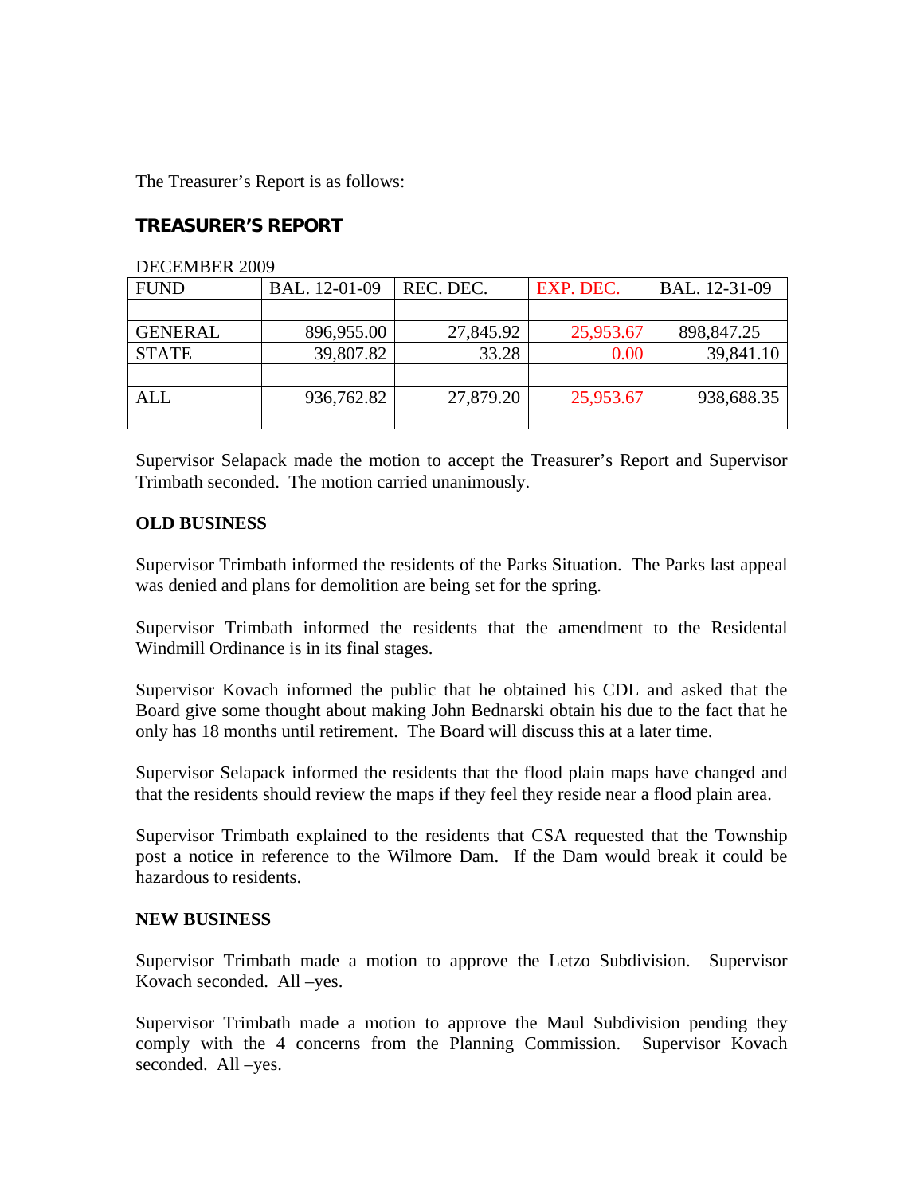The Treasurer's Report is as follows:

## TREASURER'S REPORT

DECEMBER 2009

| FUND | BAL. 12-01-09 | REC. DEC. | EXP. DEC. | BAL. 12-31-09 |
|---|---|---|---|---|
| | | | | |
| GENERAL | 896,955.00 | 27,845.92 | 25,953.67 | 898,847.25 |
| STATE | 39,807.82 | 33.28 | 0.00 | 39,841.10 |
| | | | | |
| ALL | 936,762.82 | 27,879.20 | 25,953.67 | 938,688.35 |

Supervisor Selapack made the motion to accept the Treasurer's Report and Supervisor Trimbath seconded. The motion carried unanimously.

**OLD BUSINESS**

Supervisor Trimbath informed the residents of the Parks Situation. The Parks last appeal was denied and plans for demolition are being set for the spring.

Supervisor Trimbath informed the residents that the amendment to the Residental Windmill Ordinance is in its final stages.

Supervisor Kovach informed the public that he obtained his CDL and asked that the Board give some thought about making John Bednarski obtain his due to the fact that he only has 18 months until retirement. The Board will discuss this at a later time.

Supervisor Selapack informed the residents that the flood plain maps have changed and that the residents should review the maps if they feel they reside near a flood plain area.

Supervisor Trimbath explained to the residents that CSA requested that the Township post a notice in reference to the Wilmore Dam. If the Dam would break it could be hazardous to residents.

**NEW BUSINESS**

Supervisor Trimbath made a motion to approve the Letzo Subdivision. Supervisor Kovach seconded. All –yes.

Supervisor Trimbath made a motion to approve the Maul Subdivision pending they comply with the 4 concerns from the Planning Commission. Supervisor Kovach seconded. All –yes.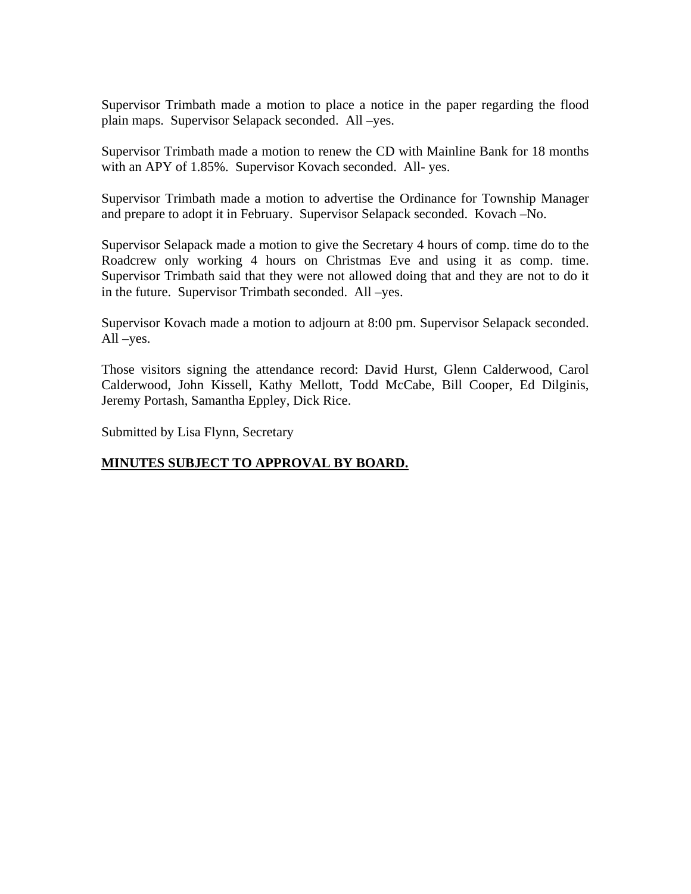Supervisor Trimbath made a motion to place a notice in the paper regarding the flood plain maps. Supervisor Selapack seconded. All –yes.

Supervisor Trimbath made a motion to renew the CD with Mainline Bank for 18 months with an APY of 1.85%. Supervisor Kovach seconded. All- yes.

Supervisor Trimbath made a motion to advertise the Ordinance for Township Manager and prepare to adopt it in February. Supervisor Selapack seconded. Kovach –No.

Supervisor Selapack made a motion to give the Secretary 4 hours of comp. time do to the Roadcrew only working 4 hours on Christmas Eve and using it as comp. time. Supervisor Trimbath said that they were not allowed doing that and they are not to do it in the future. Supervisor Trimbath seconded. All –yes.

Supervisor Kovach made a motion to adjourn at 8:00 pm. Supervisor Selapack seconded. All –yes.

Those visitors signing the attendance record: David Hurst, Glenn Calderwood, Carol Calderwood, John Kissell, Kathy Mellott, Todd McCabe, Bill Cooper, Ed Dilginis, Jeremy Portash, Samantha Eppley, Dick Rice.

Submitted by Lisa Flynn, Secretary

**MINUTES SUBJECT TO APPROVAL BY BOARD.**